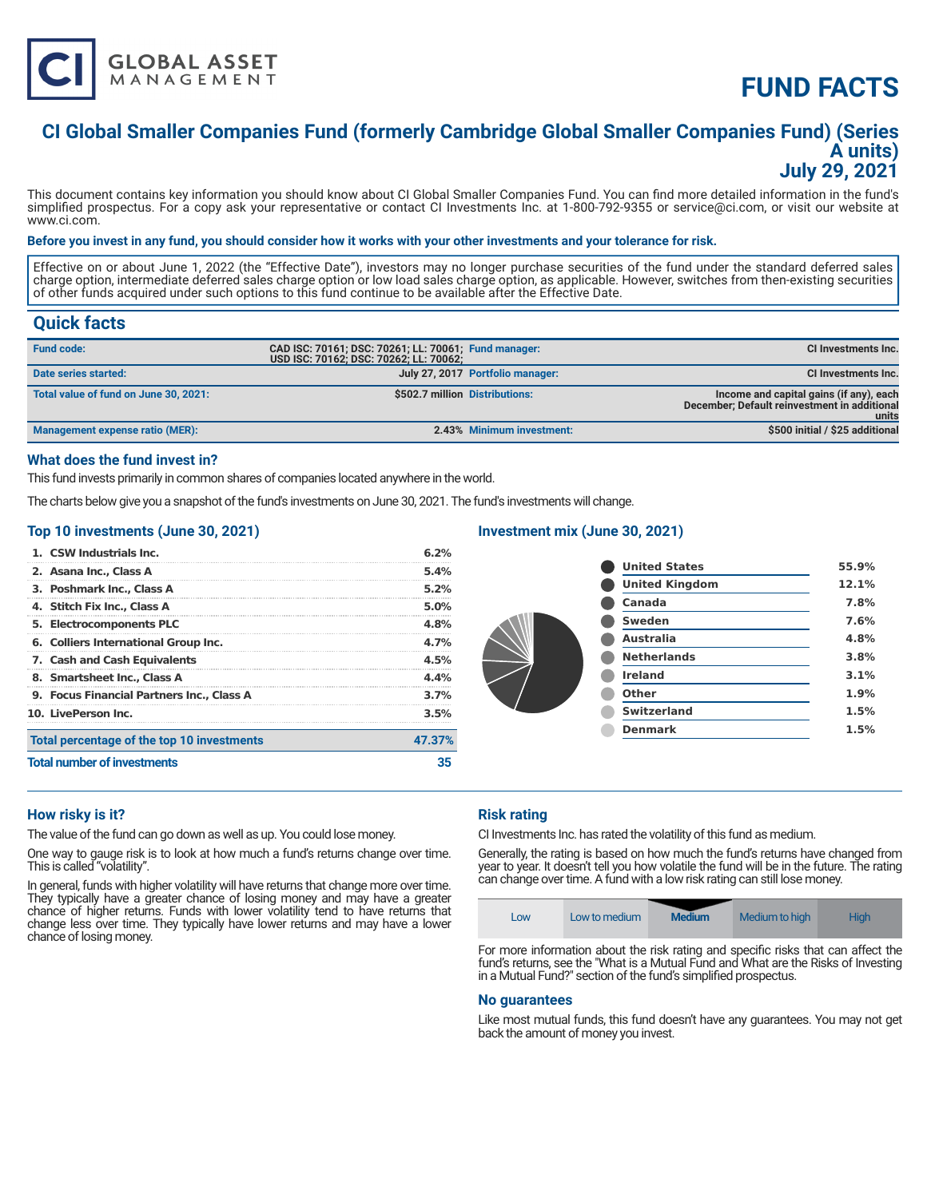# FUND FACTS

## CI Global Smaller Companies Fund (formerly Cambridge Global Smaller Companies Fund) (Series A units)
## July 29, 2021

This document contains key information you should know about CI Global Smaller Companies Fund. You can find more detailed information in the fund's simplified prospectus. For a copy ask your representative or contact CI Investments Inc. at 1-800-792-9355 or service@ci.com, or visit our website at www.ci.com.

**Before you invest in any fund, you should consider how it works with your other investments and your tolerance for risk.**

Effective on or about June 1, 2022 (the "Effective Date"), investors may no longer purchase securities of the fund under the standard deferred sales charge option, intermediate deferred sales charge option or low load sales charge option, as applicable. However, switches from then-existing securities of other funds acquired under such options to this fund continue to be available after the Effective Date.

## Quick facts

| | | | |
|---|---|---|---|
| **Fund code:** | **CAD ISC: 70161; DSC: 70261; LL: 70061; USD ISC: 70162; DSC: 70262; LL: 70062;** | **Fund manager:** | **CI Investments Inc.** |
| **Date series started:** | **July 27, 2017** | **Portfolio manager:** | **CI Investments Inc.** |
| **Total value of fund on June 30, 2021:** | **$502.7 million** | **Distributions:** | **Income and capital gains (if any), each December; Default reinvestment in additional units** |
| **Management expense ratio (MER):** | **2.43%** | **Minimum investment:** | **$500 initial / $25 additional** |

### What does the fund invest in?

This fund invests primarily in common shares of companies located anywhere in the world.

The charts below give you a snapshot of the fund's investments on June 30, 2021. The fund's investments will change.

### Top 10 investments (June 30, 2021)

| | |
|---|---|
| 1. CSW Industrials Inc. | 6.2% |
| 2. Asana Inc., Class A | 5.4% |
| 3. Poshmark Inc., Class A | 5.2% |
| 4. Stitch Fix Inc., Class A | 5.0% |
| 5. Electrocomponents PLC | 4.8% |
| 6. Colliers International Group Inc. | 4.7% |
| 7. Cash and Cash Equivalents | 4.5% |
| 8. Smartsheet Inc., Class A | 4.4% |
| 9. Focus Financial Partners Inc., Class A | 3.7% |
| 10. LivePerson Inc. | 3.5% |
| **Total percentage of the top 10 investments** | **47.37%** |
| **Total number of investments** | **35** |

### Investment mix (June 30, 2021)

| | |
|---|---|
| United States | 55.9% |
| United Kingdom | 12.1% |
| Canada | 7.8% |
| Sweden | 7.6% |
| Australia | 4.8% |
| Netherlands | 3.8% |
| Ireland | 3.1% |
| Other | 1.9% |
| Switzerland | 1.5% |
| Denmark | 1.5% |

### How risky is it?

The value of the fund can go down as well as up. You could lose money.

One way to gauge risk is to look at how much a fund's returns change over time. This is called "volatility".

In general, funds with higher volatility will have returns that change more over time. They typically have a greater chance of losing money and may have a greater chance of higher returns. Funds with lower volatility tend to have returns that change less over time. They typically have lower returns and may have a lower chance of losing money.

### Risk rating

CI Investments Inc. has rated the volatility of this fund as medium.

Generally, the rating is based on how much the fund's returns have changed from year to year. It doesn't tell you how volatile the fund will be in the future. The rating can change over time. A fund with a low risk rating can still lose money.

| Low | Low to medium | **Medium** | Medium to high | High |
|---|---|---|---|---|

For more information about the risk rating and specific risks that can affect the fund's returns, see the "What is a Mutual Fund and What are the Risks of Investing in a Mutual Fund?" section of the fund's simplified prospectus.

### No guarantees

Like most mutual funds, this fund doesn't have any guarantees. You may not get back the amount of money you invest.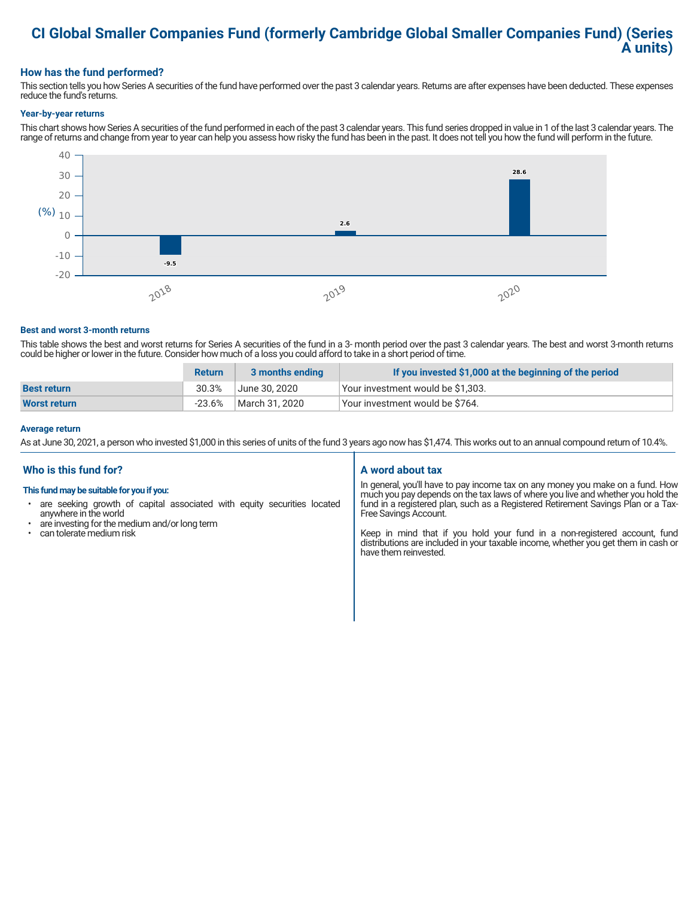# CI Global Smaller Companies Fund (formerly Cambridge Global Smaller Companies Fund) (Series A units)

## How has the fund performed?

This section tells you how Series A securities of the fund have performed over the past 3 calendar years. Returns are after expenses have been deducted. These expenses reduce the fund's returns.

### Year-by-year returns

This chart shows how Series A securities of the fund performed in each of the past 3 calendar years. This fund series dropped in value in 1 of the last 3 calendar years. The range of returns and change from year to year can help you assess how risky the fund has been in the past. It does not tell you how the fund will perform in the future.

| Year | Return (%) |
|---|---|
| 2018 | -9.5 |
| 2019 | 2.6 |
| 2020 | 28.6 |

### Best and worst 3-month returns

This table shows the best and worst returns for Series A securities of the fund in a 3- month period over the past 3 calendar years. The best and worst 3-month returns could be higher or lower in the future. Consider how much of a loss you could afford to take in a short period of time.

| | Return | 3 months ending | If you invested $1,000 at the beginning of the period |
|---|---|---|---|
| **Best return** | 30.3% | June 30, 2020 | Your investment would be $1,303. |
| **Worst return** | -23.6% | March 31, 2020 | Your investment would be $764. |

### Average return

As at June 30, 2021, a person who invested $1,000 in this series of units of the fund 3 years ago now has $1,474. This works out to an annual compound return of 10.4%.

## Who is this fund for?

**This fund may be suitable for you if you:**

- are seeking growth of capital associated with equity securities located anywhere in the world
- are investing for the medium and/or long term
- can tolerate medium risk

## A word about tax

In general, you'll have to pay income tax on any money you make on a fund. How much you pay depends on the tax laws of where you live and whether you hold the fund in a registered plan, such as a Registered Retirement Savings Plan or a Tax-Free Savings Account.

Keep in mind that if you hold your fund in a non-registered account, fund distributions are included in your taxable income, whether you get them in cash or have them reinvested.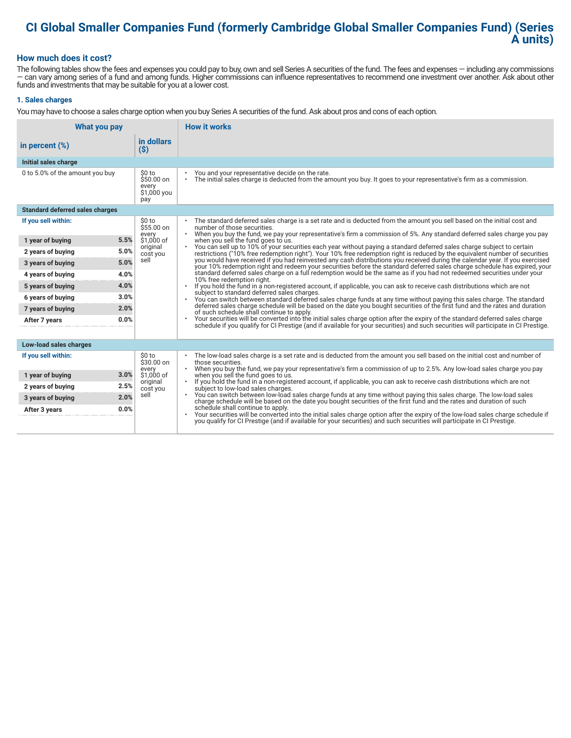# CI Global Smaller Companies Fund (formerly Cambridge Global Smaller Companies Fund) (Series A units)

## How much does it cost?

The following tables show the fees and expenses you could pay to buy, own and sell Series A securities of the fund. The fees and expenses — including any commissions — can vary among series of a fund and among funds. Higher commissions can influence representatives to recommend one investment over another. Ask about other funds and investments that may be suitable for you at a lower cost.

### 1. Sales charges

You may have to choose a sales charge option when you buy Series A securities of the fund. Ask about pros and cons of each option.

| What you pay | | | How it works |
|---|---|---|---|
| **in percent (%)** | | **in dollars ($)** | |
| **Initial sales charge** | | | |
| 0 to 5.0% of the amount you buy | | $0 to $50.00 on every $1,000 you pay | • You and your representative decide on the rate.<br>• The initial sales charge is deducted from the amount you buy. It goes to your representative's firm as a commission. |
| **Standard deferred sales charges** | | | |
| **If you sell within:** | | $0 to $55.00 on every $1,000 of original cost you sell | • The standard deferred sales charge is a set rate and is deducted from the amount you sell based on the initial cost and number of those securities.<br>• When you buy the fund, we pay your representative's firm a commission of 5%. Any standard deferred sales charge you pay when you sell the fund goes to us.<br>• You can sell up to 10% of your securities each year without paying a standard deferred sales charge subject to certain restrictions ("10% free redemption right"). Your 10% free redemption right is reduced by the equivalent number of securities you would have received if you had reinvested any cash distributions you received during the calendar year. If you exercised your 10% redemption right and redeem your securities before the standard deferred sales charge schedule has expired, your standard deferred sales charge on a full redemption would be the same as if you had not redeemed securities under your 10% free redemption right.<br>• If you hold the fund in a non-registered account, if applicable, you can ask to receive cash distributions which are not subject to standard deferred sales charges.<br>• You can switch between standard deferred sales charge funds at any time without paying this sales charge. The standard deferred sales charge schedule will be based on the date you bought securities of the first fund and the rates and duration of such schedule shall continue to apply.<br>• Your securities will be converted into the initial sales charge option after the expiry of the standard deferred sales charge schedule if you qualify for CI Prestige (and if available for your securities) and such securities will participate in CI Prestige. |
| **1 year of buying** | **5.5%** | | |
| **2 years of buying** | **5.0%** | | |
| **3 years of buying** | **5.0%** | | |
| **4 years of buying** | **4.0%** | | |
| **5 years of buying** | **4.0%** | | |
| **6 years of buying** | **3.0%** | | |
| **7 years of buying** | **2.0%** | | |
| **After 7 years** | **0.0%** | | |
| **Low-load sales charges** | | | |
| **If you sell within:** | | $0 to $30.00 on every $1,000 of original cost you sell | • The low-load sales charge is a set rate and is deducted from the amount you sell based on the initial cost and number of those securities.<br>• When you buy the fund, we pay your representative's firm a commission of up to 2.5%. Any low-load sales charge you pay when you sell the fund goes to us.<br>• If you hold the fund in a non-registered account, if applicable, you can ask to receive cash distributions which are not subject to low-load sales charges.<br>• You can switch between low-load sales charge funds at any time without paying this sales charge. The low-load sales charge schedule will be based on the date you bought securities of the first fund and the rates and duration of such schedule shall continue to apply.<br>• Your securities will be converted into the initial sales charge option after the expiry of the low-load sales charge schedule if you qualify for CI Prestige (and if available for your securities) and such securities will participate in CI Prestige. |
| **1 year of buying** | **3.0%** | | |
| **2 years of buying** | **2.5%** | | |
| **3 years of buying** | **2.0%** | | |
| **After 3 years** | **0.0%** | | |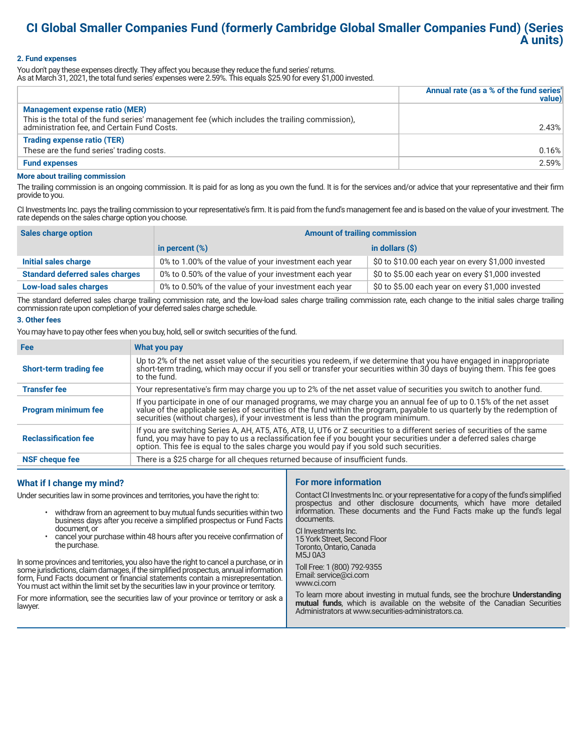# CI Global Smaller Companies Fund (formerly Cambridge Global Smaller Companies Fund) (Series A units)

### 2. Fund expenses

You don't pay these expenses directly. They affect you because they reduce the fund series' returns.
As at March 31, 2021, the total fund series' expenses were 2.59%. This equals $25.90 for every $1,000 invested.

| | Annual rate (as a % of the fund series' value) |
|---|---|
| **Management expense ratio (MER)**<br>This is the total of the fund series' management fee (which includes the trailing commission), administration fee, and Certain Fund Costs. | 2.43% |
| **Trading expense ratio (TER)**<br>These are the fund series' trading costs. | 0.16% |
| **Fund expenses** | 2.59% |

#### More about trailing commission

The trailing commission is an ongoing commission. It is paid for as long as you own the fund. It is for the services and/or advice that your representative and their firm provide to you.

CI Investments Inc. pays the trailing commission to your representative's firm. It is paid from the fund's management fee and is based on the value of your investment. The rate depends on the sales charge option you choose.

| Sales charge option | Amount of trailing commission | |
|---|---|---|
| | in percent (%) | in dollars ($) |
| **Initial sales charge** | 0% to 1.00% of the value of your investment each year | $0 to $10.00 each year on every $1,000 invested |
| **Standard deferred sales charges** | 0% to 0.50% of the value of your investment each year | $0 to $5.00 each year on every $1,000 invested |
| **Low-load sales charges** | 0% to 0.50% of the value of your investment each year | $0 to $5.00 each year on every $1,000 invested |

The standard deferred sales charge trailing commission rate, and the low-load sales charge trailing commission rate, each change to the initial sales charge trailing commission rate upon completion of your deferred sales charge schedule.

### 3. Other fees

You may have to pay other fees when you buy, hold, sell or switch securities of the fund.

| Fee | What you pay |
|---|---|
| **Short-term trading fee** | Up to 2% of the net asset value of the securities you redeem, if we determine that you have engaged in inappropriate short-term trading, which may occur if you sell or transfer your securities within 30 days of buying them. This fee goes to the fund. |
| **Transfer fee** | Your representative's firm may charge you up to 2% of the net asset value of securities you switch to another fund. |
| **Program minimum fee** | If you participate in one of our managed programs, we may charge you an annual fee of up to 0.15% of the net asset value of the applicable series of securities of the fund within the program, payable to us quarterly by the redemption of securities (without charges), if your investment is less than the program minimum. |
| **Reclassification fee** | If you are switching Series A, AH, AT5, AT6, AT8, U, UT6 or Z securities to a different series of securities of the same fund, you may have to pay to us a reclassification fee if you bought your securities under a deferred sales charge option. This fee is equal to the sales charge you would pay if you sold such securities. |
| **NSF cheque fee** | There is a $25 charge for all cheques returned because of insufficient funds. |

## What if I change my mind?

Under securities law in some provinces and territories, you have the right to:

- withdraw from an agreement to buy mutual funds securities within two business days after you receive a simplified prospectus or Fund Facts document, or
- cancel your purchase within 48 hours after you receive confirmation of the purchase.

In some provinces and territories, you also have the right to cancel a purchase, or in some jurisdictions, claim damages, if the simplified prospectus, annual information form, Fund Facts document or financial statements contain a misrepresentation. You must act within the limit set by the securities law in your province or territory.

For more information, see the securities law of your province or territory or ask a lawyer.

## For more information

Contact CI Investments Inc. or your representative for a copy of the fund's simplified prospectus and other disclosure documents, which have more detailed information. These documents and the Fund Facts make up the fund's legal documents.

CI Investments Inc.
15 York Street, Second Floor
Toronto, Ontario, Canada
M5J 0A3

Toll Free: 1 (800) 792-9355
Email: service@ci.com
www.ci.com

To learn more about investing in mutual funds, see the brochure **Understanding mutual funds**, which is available on the website of the Canadian Securities Administrators at www.securities-administrators.ca.